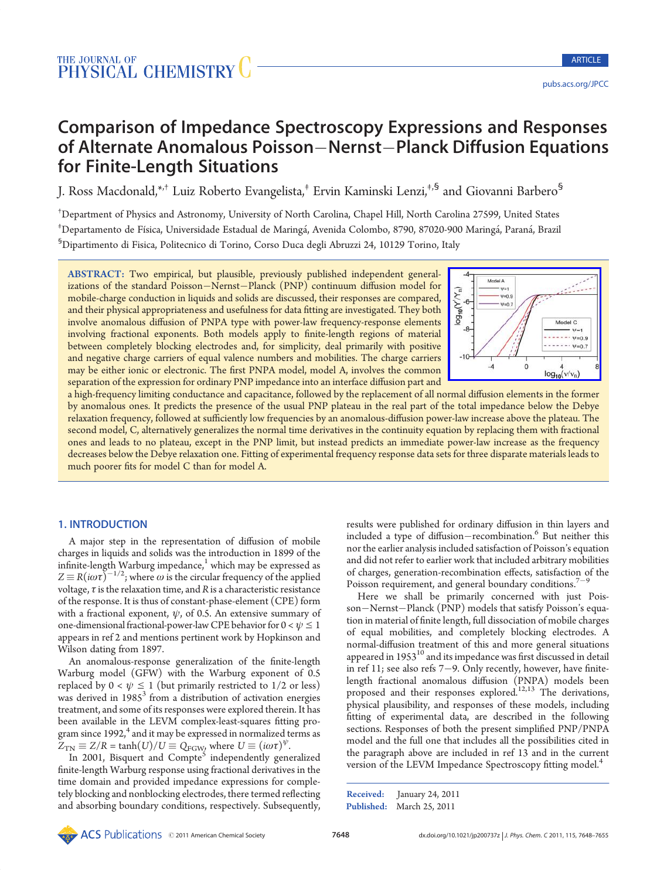ARTICLE

# Comparison of Impedance Spectroscopy Expressions and Responses of Alternate Anomalous Poisson–Nernst–Planck Diffusion Equations for Finite-Length Situations

J. Ross Macdonald,[*,†] Luiz Roberto Evangelista,[‡] Ervin Kaminski Lenzi,[‡,§] and Giovanni Barbero[§]

[†]Department of Physics and Astronomy, University of North Carolina, Chapel Hill, North Carolina 27599, United States

[‡]Departamento de Física, Universidade Estadual de Maringá, Avenida Colombo, 8790, 87020-900 Maringá, Paraná, Brazil

[§]Dipartimento di Fisica, Politecnico di Torino, Corso Duca degli Abruzzi 24, 10129 Torino, Italy

**ABSTRACT:** Two empirical, but plausible, previously published independent generalizations of the standard Poisson–Nernst–Planck (PNP) continuum diffusion model for mobile-charge conduction in liquids and solids are discussed, their responses are compared, and their physical appropriateness and usefulness for data fitting are investigated. They both involve anomalous diffusion of PNPA type with power-law frequency-response elements involving fractional exponents. Both models apply to finite-length regions of material between completely blocking electrodes and, for simplicity, deal primarily with positive and negative charge carriers of equal valence numbers and mobilities. The charge carriers may be either ionic or electronic. The first PNPA model, model A, involves the common separation of the expression for ordinary PNP impedance into an interface diffusion part and a high-frequency limiting conductance and capacitance, followed by the replacement of all normal diffusion elements in the former by anomalous ones. It predicts the presence of the usual PNP plateau in the real part of the total impedance below the Debye relaxation frequency, followed at sufficiently low frequencies by an anomalous-diffusion power-law increase above the plateau. The second model, C, alternatively generalizes the normal time derivatives in the continuity equation by replacing them with fractional ones and leads to no plateau, except in the PNP limit, but instead predicts an immediate power-law increase as the frequency decreases below the Debye relaxation one. Fitting of experimental frequency response data sets for three disparate materials leads to much poorer fits for model C than for model A.

Model A
ψ=1
ψ=0.9
ψ=0.7
Model C
ψ=1
ψ=0.9
ψ=0.7
-4
-6
-8
-10
-4
0
4
8
$\log_{10}(Y'/Y_n)$
$\log_{10}(\nu/\nu_n)$

## 1. INTRODUCTION

A major step in the representation of diffusion of mobile charges in liquids and solids was the introduction in 1899 of the infinite-length Warburg impedance,[1] which may be expressed as $Z \equiv R(i\omega\tau)^{-1/2}$; where $\omega$ is the circular frequency of the applied voltage, $\tau$ is the relaxation time, and $R$ is a characteristic resistance of the response. It is thus of constant-phase-element (CPE) form with a fractional exponent, $\psi$, of 0.5. An extensive summary of one-dimensional fractional-power-law CPE behavior for $0 < \psi \leq 1$ appears in ref 2 and mentions pertinent work by Hopkinson and Wilson dating from 1897.

An anomalous-response generalization of the finite-length Warburg model (GFW) with the Warburg exponent of 0.5 replaced by $0 < \psi \leq 1$ (but primarily restricted to 1/2 or less) was derived in 1985[3] from a distribution of activation energies treatment, and some of its responses were explored therein. It has been available in the LEVM complex-least-squares fitting program since 1992,[4] and it may be expressed in normalized terms as $Z_{TN} \equiv Z/R = \tanh(U)/U \equiv Q_{FGW}$, where $U \equiv (i\omega\tau)^{\psi}$.

In 2001, Bisquert and Compte[5] independently generalized finite-length Warburg response using fractional derivatives in the time domain and provided impedance expressions for completely blocking and nonblocking electrodes, there termed reflecting and absorbing boundary conditions, respectively. Subsequently, results were published for ordinary diffusion in thin layers and included a type of diffusion–recombination.[6] But neither this nor the earlier analysis included satisfaction of Poisson's equation and did not refer to earlier work that included arbitrary mobilities of charges, generation-recombination effects, satisfaction of the Poisson requirement, and general boundary conditions.[7−9]

Here we shall be primarily concerned with just Poisson–Nernst–Planck (PNP) models that satisfy Poisson's equation in material of finite length, full dissociation of mobile charges of equal mobilities, and completely blocking electrodes. A normal-diffusion treatment of this and more general situations appeared in 1953[10] and its impedance was first discussed in detail in ref 11; see also refs 7−9. Only recently, however, have finite-length fractional anomalous diffusion (PNPA) models been proposed and their responses explored.[12,13] The derivations, physical plausibility, and responses of these models, including fitting of experimental data, are described in the following sections. Responses of both the present simplified PNP/PNPA model and the full one that includes all the possibilities cited in the paragraph above are included in ref 13 and in the current version of the LEVM Impedance Spectroscopy fitting model.[4]

Received: January 24, 2011
Published: March 25, 2011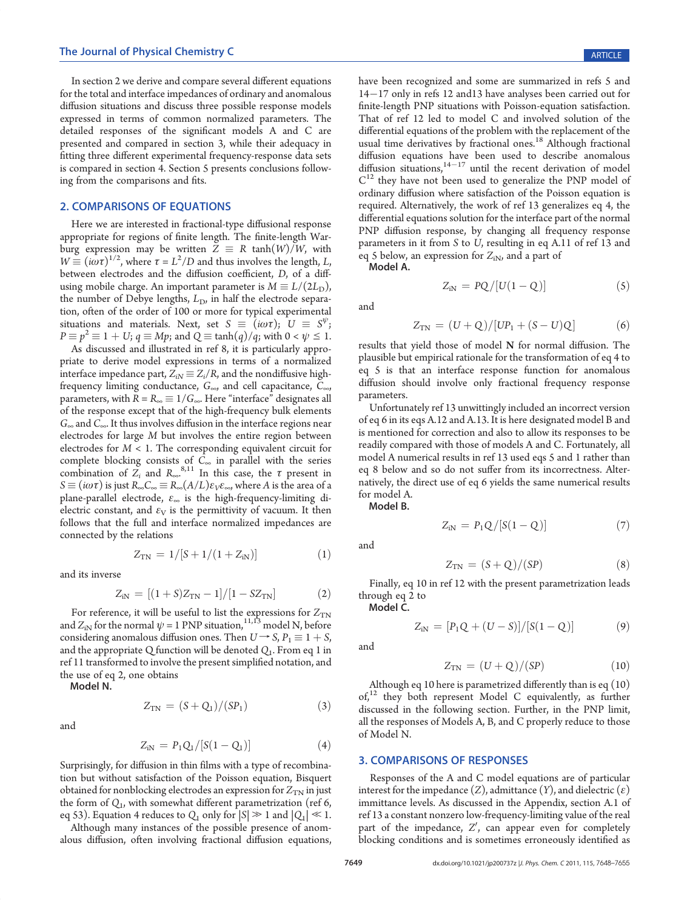In section 2 we derive and compare several different equations for the total and interface impedances of ordinary and anomalous diffusion situations and discuss three possible response models expressed in terms of common normalized parameters. The detailed responses of the significant models A and C are presented and compared in section 3, while their adequacy in fitting three different experimental frequency-response data sets is compared in section 4. Section 5 presents conclusions following from the comparisons and fits.

## 2. COMPARISONS OF EQUATIONS

Here we are interested in fractional-type diffusional response appropriate for regions of finite length. The finite-length Warburg expression may be written $Z \equiv R\ \tanh(W)/W$, with $W \equiv (i\omega\tau)^{1/2}$, where $\tau = L^2/D$ and thus involves the length, $L$, between electrodes and the diffusion coefficient, $D$, of a diffusing mobile charge. An important parameter is $M \equiv L/(2L_D)$, the number of Debye lengths, $L_D$, in half the electrode separation, often of the order of 100 or more for typical experimental situations and materials. Next, set $S \equiv (i\omega\tau)$; $U \equiv S^{\psi}$; $P \equiv p^2 \equiv 1 + U$; $q \equiv Mp$; and $Q \equiv \tanh(q)/q$; with $0 < \psi \leq 1$.

As discussed and illustrated in ref 8, it is particularly appropriate to derive model expressions in terms of a normalized interface impedance part, $Z_{iN} \equiv Z_i/R$, and the nondiffusive high-frequency limiting conductance, $G_\infty$, and cell capacitance, $C_\infty$, parameters, with $R = R_\infty \equiv 1/G_\infty$. Here "interface" designates all of the response except that of the high-frequency bulk elements $G_\infty$ and $C_\infty$. It thus involves diffusion in the interface regions near electrodes for large $M$ but involves the entire region between electrodes for $M < 1$. The corresponding equivalent circuit for complete blocking consists of $C_\infty$ in parallel with the series combination of $Z_i$ and $R_\infty$.[8,11] In this case, the $\tau$ present in $S \equiv (i\omega\tau)$ is just $R_\infty C_\infty \equiv R_\infty(A/L)\varepsilon_V\varepsilon_\infty$, where $A$ is the area of a plane-parallel electrode, $\varepsilon_\infty$ is the high-frequency-limiting dielectric constant, and $\varepsilon_V$ is the permittivity of vacuum. It then follows that the full and interface normalized impedances are connected by the relations

$$Z_{TN} = 1/[S + 1/(1 + Z_{iN})] \tag{1}$$

and its inverse

$$Z_{iN} = [(1 + S)Z_{TN} - 1]/[1 - SZ_{TN}] \tag{2}$$

For reference, it will be useful to list the expressions for $Z_{TN}$ and $Z_{iN}$ for the normal $\psi = 1$ PNP situation,[11,13] model N, before considering anomalous diffusion ones. Then $U \rightarrow S$, $P_1 \equiv 1 + S$, and the appropriate Q function will be denoted $Q_1$. From eq 1 in ref 11 transformed to involve the present simplified notation, and the use of eq 2, one obtains

**Model N.**

$$Z_{TN} = (S + Q_1)/(SP_1) \tag{3}$$

and

$$Z_{iN} = P_1Q_1/[S(1 - Q_1)] \tag{4}$$

Surprisingly, for diffusion in thin films with a type of recombination but without satisfaction of the Poisson equation, Bisquert obtained for nonblocking electrodes an expression for $Z_{TN}$ in just the form of $Q_1$, with somewhat different parametrization (ref 6, eq 53). Equation 4 reduces to $Q_1$ only for $|S| \gg 1$ and $|Q_1| \ll 1$.

Although many instances of the possible presence of anomalous diffusion, often involving fractional diffusion equations, have been recognized and some are summarized in refs 5 and 14−17 only in refs 12 and13 have analyses been carried out for finite-length PNP situations with Poisson-equation satisfaction. That of ref 12 led to model C and involved solution of the differential equations of the problem with the replacement of the usual time derivatives by fractional ones.[18] Although fractional diffusion equations have been used to describe anomalous diffusion situations,[14−17] until the recent derivation of model C[12] they have not been used to generalize the PNP model of ordinary diffusion where satisfaction of the Poisson equation is required. Alternatively, the work of ref 13 generalizes eq 4, the differential equations solution for the interface part of the normal PNP diffusion response, by changing all frequency response parameters in it from $S$ to $U$, resulting in eq A.11 of ref 13 and eq 5 below, an expression for $Z_{iN}$, and a part of

**Model A.**

$$Z_{iN} = PQ/[U(1 - Q)] \tag{5}$$

and

$$Z_{TN} = (U + Q)/[UP_1 + (S - U)Q] \tag{6}$$

results that yield those of model **N** for normal diffusion. The plausible but empirical rationale for the transformation of eq 4 to eq 5 is that an interface response function for anomalous diffusion should involve only fractional frequency response parameters.

Unfortunately ref 13 unwittingly included an incorrect version of eq 6 in its eqs A.12 and A.13. It is here designated model B and is mentioned for correction and also to allow its responses to be readily compared with those of models A and C. Fortunately, all model A numerical results in ref 13 used eqs 5 and 1 rather than eq 8 below and so do not suffer from its incorrectness. Alternatively, the direct use of eq 6 yields the same numerical results for model A.

**Model B.**

$$Z_{iN} = P_1Q/[S(1 - Q)] \tag{7}$$

and

$$Z_{TN} = (S + Q)/(SP) \tag{8}$$

Finally, eq 10 in ref 12 with the present parametrization leads through eq 2 to

**Model C.**

$$Z_{iN} = [P_1Q + (U - S)]/[S(1 - Q)] \tag{9}$$

and

$$Z_{TN} = (U + Q)/(SP) \tag{10}$$

Although eq 10 here is parametrized differently than is eq (10) of,[12] they both represent Model C equivalently, as further discussed in the following section. Further, in the PNP limit, all the responses of Models A, B, and C properly reduce to those of Model N.

## 3. COMPARISONS OF RESPONSES

Responses of the A and C model equations are of particular interest for the impedance ($Z$), admittance ($Y$), and dielectric ($\varepsilon$) immittance levels. As discussed in the Appendix, section A.1 of ref 13 a constant nonzero low-frequency-limiting value of the real part of the impedance, $Z'$, can appear even for completely blocking conditions and is sometimes erroneously identified as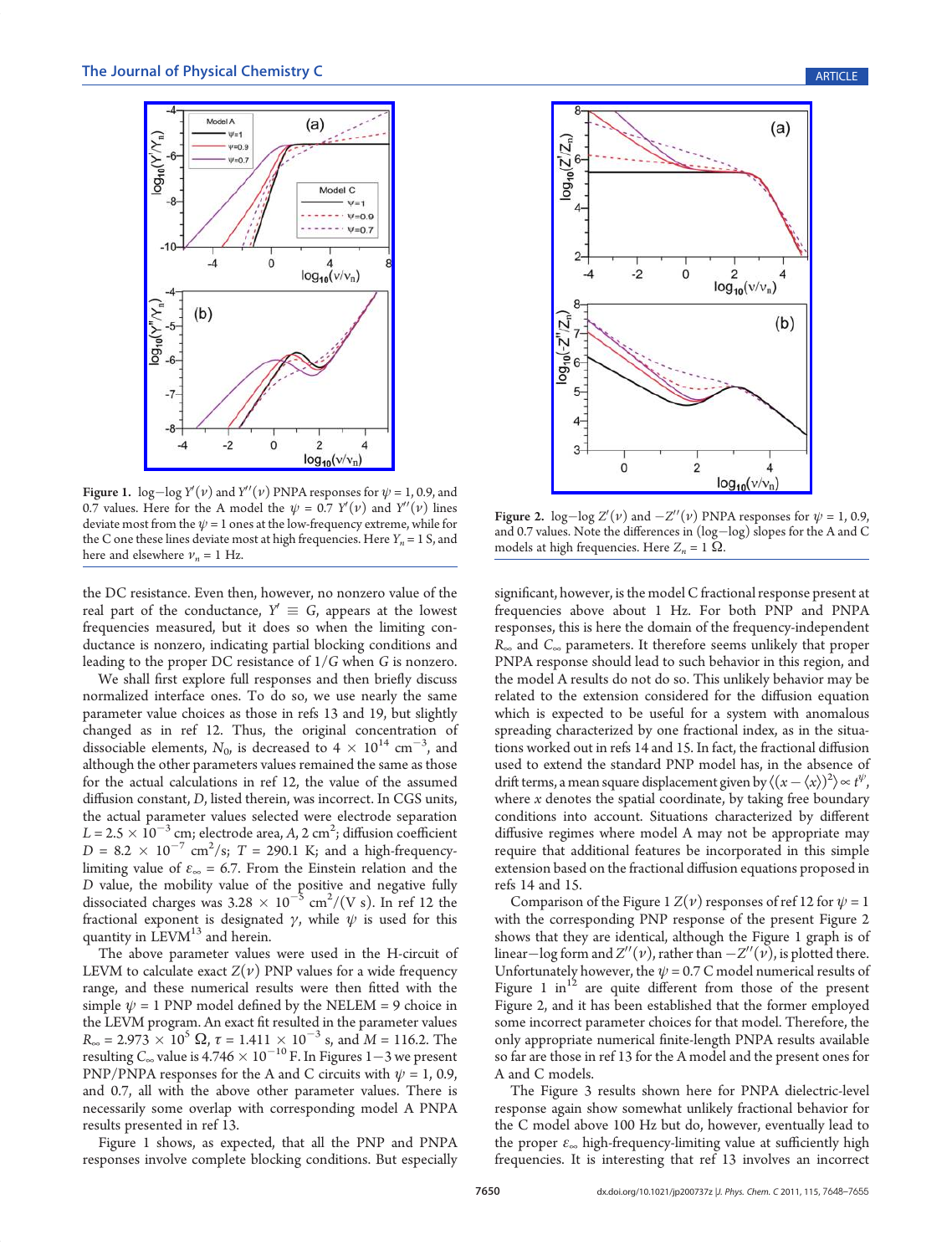Figure 1. log−log $Y'(\nu)$ and $Y''(\nu)$ PNPA responses for $\psi = 1$, 0.9, and 0.7 values. Here for the A model the $\psi = 0.7$ $Y'(\nu)$ and $Y''(\nu)$ lines deviate most from the $\psi = 1$ ones at the low-frequency extreme, while for the C one these lines deviate most at high frequencies. Here $Y_n = 1$ S, and here and elsewhere $\nu_n = 1$ Hz.

Figure 2. log−log $Z'(\nu)$ and $-Z''(\nu)$ PNPA responses for $\psi = 1$, 0.9, and 0.7 values. Note the differences in (log−log) slopes for the A and C models at high frequencies. Here $Z_n = 1$ Ω.

the DC resistance. Even then, however, no nonzero value of the real part of the conductance, $Y' \equiv G$, appears at the lowest frequencies measured, but it does so when the limiting conductance is nonzero, indicating partial blocking conditions and leading to the proper DC resistance of $1/G$ when $G$ is nonzero.

We shall first explore full responses and then briefly discuss normalized interface ones. To do so, we use nearly the same parameter value choices as those in refs 13 and 19, but slightly changed as in ref 12. Thus, the original concentration of dissociable elements, $N_0$, is decreased to $4 \times 10^{14}$ cm$^{-3}$, and although the other parameters values remained the same as those for the actual calculations in ref 12, the value of the assumed diffusion constant, $D$, listed therein, was incorrect. In CGS units, the actual parameter values selected were electrode separation $L = 2.5 \times 10^{-3}$ cm; electrode area, $A$, 2 cm$^2$; diffusion coefficient $D = 8.2 \times 10^{-7}$ cm$^2$/s; $T = 290.1$ K; and a high-frequency-limiting value of $\varepsilon_\infty = 6.7$. From the Einstein relation and the $D$ value, the mobility value of the positive and negative fully dissociated charges was $3.28 \times 10^{-5}$ cm$^2$/(V s). In ref 12 the fractional exponent is designated $\gamma$, while $\psi$ is used for this quantity in LEVM[13] and herein.

The above parameter values were used in the H-circuit of LEVM to calculate exact $Z(\nu)$ PNP values for a wide frequency range, and these numerical results were then fitted with the simple $\psi = 1$ PNP model defined by the NELEM = 9 choice in the LEVM program. An exact fit resulted in the parameter values $R_\infty = 2.973 \times 10^5$ Ω, $\tau = 1.411 \times 10^{-3}$ s, and $M = 116.2$. The resulting $C_\infty$ value is $4.746 \times 10^{-10}$ F. In Figures 1−3 we present PNP/PNPA responses for the A and C circuits with $\psi = 1$, 0.9, and 0.7, all with the above other parameter values. There is necessarily some overlap with corresponding model A PNPA results presented in ref 13.

Figure 1 shows, as expected, that all the PNP and PNPA responses involve complete blocking conditions. But especially significant, however, is the model C fractional response present at frequencies above about 1 Hz. For both PNP and PNPA responses, this is here the domain of the frequency-independent $R_\infty$ and $C_\infty$ parameters. It therefore seems unlikely that proper PNPA response should lead to such behavior in this region, and the model A results do not do so. This unlikely behavior may be related to the extension considered for the diffusion equation which is expected to be useful for a system with anomalous spreading characterized by one fractional index, as in the situations worked out in refs 14 and 15. In fact, the fractional diffusion used to extend the standard PNP model has, in the absence of drift terms, a mean square displacement given by $\langle (x - \langle x \rangle)^2 \rangle \propto t^{\psi}$, where $x$ denotes the spatial coordinate, by taking free boundary conditions into account. Situations characterized by different diffusive regimes where model A may not be appropriate may require that additional features be incorporated in this simple extension based on the fractional diffusion equations proposed in refs 14 and 15.

Comparison of the Figure 1 $Z(\nu)$ responses of ref 12 for $\psi = 1$ with the corresponding PNP response of the present Figure 2 shows that they are identical, although the Figure 1 graph is of linear−log form and $Z''(\nu)$, rather than $-Z''(\nu)$, is plotted there. Unfortunately however, the $\psi = 0.7$ C model numerical results of Figure 1 in[12] are quite different from those of the present Figure 2, and it has been established that the former employed some incorrect parameter choices for that model. Therefore, the only appropriate numerical finite-length PNPA results available so far are those in ref 13 for the A model and the present ones for A and C models.

The Figure 3 results shown here for PNPA dielectric-level response again show somewhat unlikely fractional behavior for the C model above 100 Hz but do, however, eventually lead to the proper $\varepsilon_\infty$ high-frequency-limiting value at sufficiently high frequencies. It is interesting that ref 13 involves an incorrect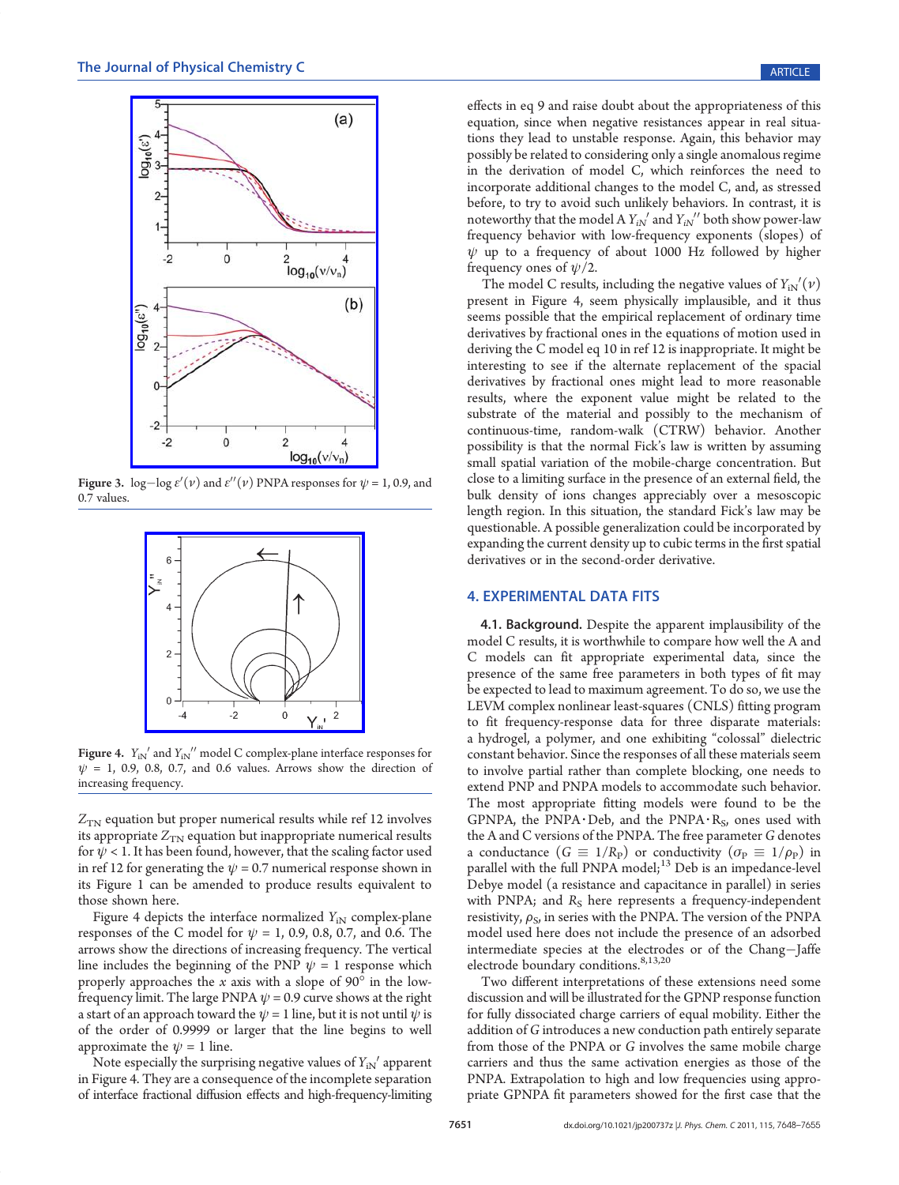Figure 3. log−log $\varepsilon'(\nu)$ and $\varepsilon''(\nu)$ PNPA responses for $\psi$ = 1, 0.9, and 0.7 values.

Figure 4. $Y_{iN}'$ and $Y_{iN}''$ model C complex-plane interface responses for $\psi$ = 1, 0.9, 0.8, 0.7, and 0.6 values. Arrows show the direction of increasing frequency.

$Z_{TN}$ equation but proper numerical results while ref 12 involves its appropriate $Z_{TN}$ equation but inappropriate numerical results for $\psi < 1$. It has been found, however, that the scaling factor used in ref 12 for generating the $\psi$ = 0.7 numerical response shown in its Figure 1 can be amended to produce results equivalent to those shown here.

Figure 4 depicts the interface normalized $Y_{iN}$ complex-plane responses of the C model for $\psi$ = 1, 0.9, 0.8, 0.7, and 0.6. The arrows show the directions of increasing frequency. The vertical line includes the beginning of the PNP $\psi$ = 1 response which properly approaches the $x$ axis with a slope of 90° in the low-frequency limit. The large PNPA $\psi$ = 0.9 curve shows at the right a start of an approach toward the $\psi$ = 1 line, but it is not until $\psi$ is of the order of 0.9999 or larger that the line begins to well approximate the $\psi$ = 1 line.

Note especially the surprising negative values of $Y_{iN}'$ apparent in Figure 4. They are a consequence of the incomplete separation of interface fractional diffusion effects and high-frequency-limiting effects in eq 9 and raise doubt about the appropriateness of this equation, since when negative resistances appear in real situations they lead to unstable response. Again, this behavior may possibly be related to considering only a single anomalous regime in the derivation of model C, which reinforces the need to incorporate additional changes to the model C, and, as stressed before, to try to avoid such unlikely behaviors. In contrast, it is noteworthy that the model A $Y_{iN}'$ and $Y_{iN}''$ both show power-law frequency behavior with low-frequency exponents (slopes) of $\psi$ up to a frequency of about 1000 Hz followed by higher frequency ones of $\psi/2$.

The model C results, including the negative values of $Y_{iN}'(\nu)$ present in Figure 4, seem physically implausible, and it thus seems possible that the empirical replacement of ordinary time derivatives by fractional ones in the equations of motion used in deriving the C model eq 10 in ref 12 is inappropriate. It might be interesting to see if the alternate replacement of the spacial derivatives by fractional ones might lead to more reasonable results, where the exponent value might be related to the substrate of the material and possibly to the mechanism of continuous-time, random-walk (CTRW) behavior. Another possibility is that the normal Fick's law is written by assuming small spatial variation of the mobile-charge concentration. But close to a limiting surface in the presence of an external field, the bulk density of ions changes appreciably over a mesoscopic length region. In this situation, the standard Fick's law may be questionable. A possible generalization could be incorporated by expanding the current density up to cubic terms in the first spatial derivatives or in the second-order derivative.

## 4. EXPERIMENTAL DATA FITS

**4.1. Background.** Despite the apparent implausibility of the model C results, it is worthwhile to compare how well the A and C models can fit appropriate experimental data, since the presence of the same free parameters in both types of fit may be expected to lead to maximum agreement. To do so, we use the LEVM complex nonlinear least-squares (CNLS) fitting program to fit frequency-response data for three disparate materials: a hydrogel, a polymer, and one exhibiting "colossal" dielectric constant behavior. Since the responses of all these materials seem to involve partial rather than complete blocking, one needs to extend PNP and PNPA models to accommodate such behavior. The most appropriate fitting models were found to be the GPNPA, the PNPA·Deb, and the PNPA·$R_S$, ones used with the A and C versions of the PNPA. The free parameter $G$ denotes a conductance ($G \equiv 1/R_P$) or conductivity ($\sigma_P \equiv 1/\rho_P$) in parallel with the full PNPA model;[13] Deb is an impedance-level Debye model (a resistance and capacitance in parallel) in series with PNPA; and $R_S$ here represents a frequency-independent resistivity, $\rho_S$, in series with the PNPA. The version of the PNPA model used here does not include the presence of an adsorbed intermediate species at the electrodes or of the Chang−Jaffe electrode boundary conditions.[8,13,20]

Two different interpretations of these extensions need some discussion and will be illustrated for the GPNP response function for fully dissociated charge carriers of equal mobility. Either the addition of $G$ introduces a new conduction path entirely separate from those of the PNPA or $G$ involves the same mobile charge carriers and thus the same activation energies as those of the PNPA. Extrapolation to high and low frequencies using appropriate GPNPA fit parameters showed for the first case that the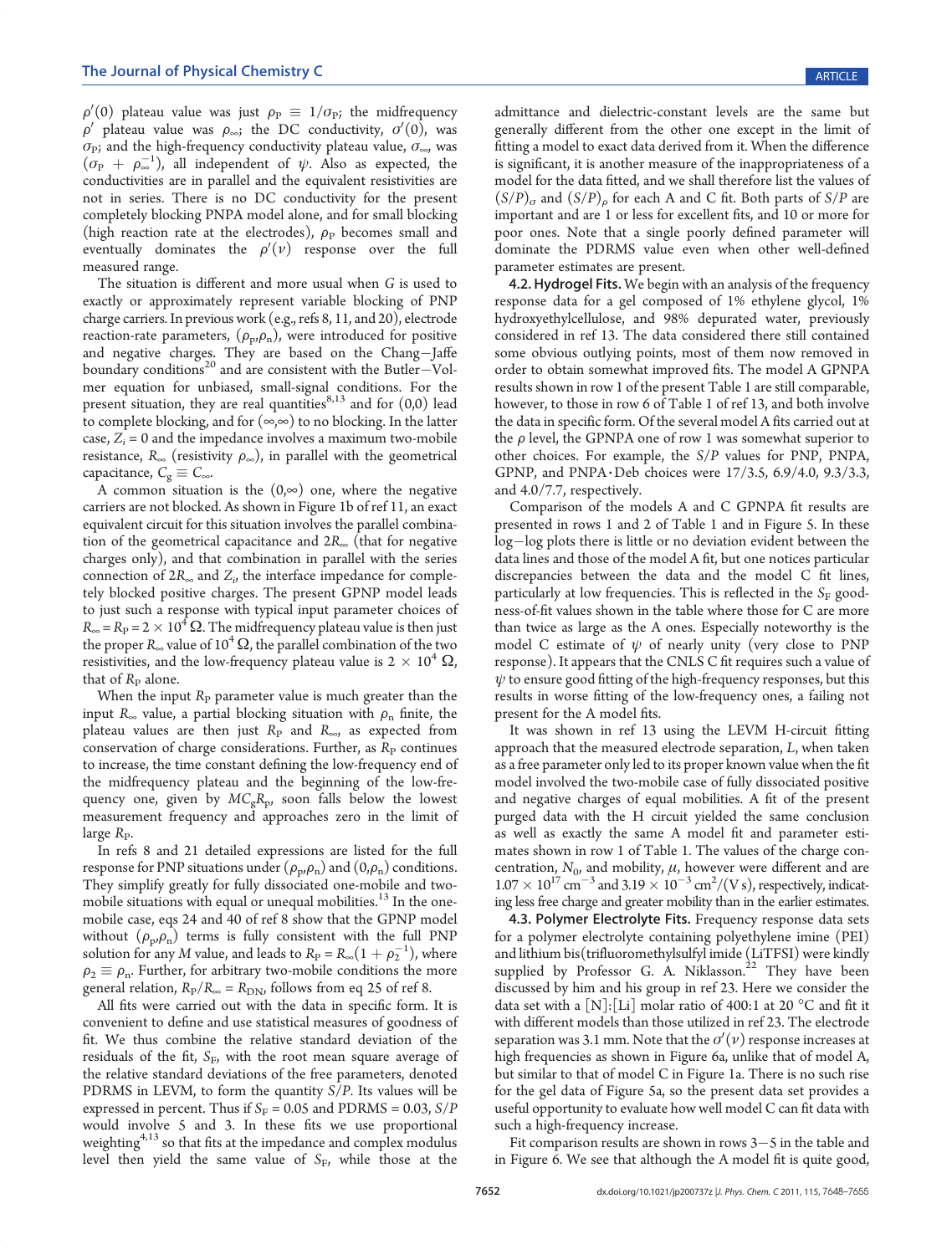$\rho'(0)$ plateau value was just $\rho_P \equiv 1/\sigma_P$; the midfrequency $\rho'$ plateau value was $\rho_\infty$; the DC conductivity, $\sigma'(0)$, was $\sigma_P$; and the high-frequency conductivity plateau value, $\sigma_\infty$, was $(\sigma_P + \rho_\infty^{-1})$, all independent of $\psi$. Also as expected, the conductivities are in parallel and the equivalent resistivities are not in series. There is no DC conductivity for the present completely blocking PNPA model alone, and for small blocking (high reaction rate at the electrodes), $\rho_P$ becomes small and eventually dominates the $\rho'(\nu)$ response over the full measured range.

The situation is different and more usual when $G$ is used to exactly or approximately represent variable blocking of PNP charge carriers. In previous work (e.g., refs 8, 11, and 20), electrode reaction-rate parameters, $(\rho_p,\rho_n)$, were introduced for positive and negative charges. They are based on the Chang–Jaffe boundary conditions[20] and are consistent with the Butler–Volmer equation for unbiased, small-signal conditions. For the present situation, they are real quantities[8,13] and for (0,0) lead to complete blocking, and for $(\infty,\infty)$ to no blocking. In the latter case, $Z_i = 0$ and the impedance involves a maximum two-mobile resistance, $R_\infty$ (resistivity $\rho_\infty$), in parallel with the geometrical capacitance, $C_g \equiv C_\infty$.

A common situation is the $(0,\infty)$ one, where the negative carriers are not blocked. As shown in Figure 1b of ref 11, an exact equivalent circuit for this situation involves the parallel combination of the geometrical capacitance and $2R_\infty$ (that for negative charges only), and that combination in parallel with the series connection of $2R_\infty$ and $Z_i$, the interface impedance for completely blocked positive charges. The present GPNP model leads to just such a response with typical input parameter choices of $R_\infty = R_P = 2 \times 10^4\ \Omega$. The midfrequency plateau value is then just the proper $R_\infty$ value of $10^4\ \Omega$, the parallel combination of the two resistivities, and the low-frequency plateau value is $2 \times 10^4\ \Omega$, that of $R_P$ alone.

When the input $R_P$ parameter value is much greater than the input $R_\infty$ value, a partial blocking situation with $\rho_n$ finite, the plateau values are then just $R_P$ and $R_\infty$, as expected from conservation of charge considerations. Further, as $R_P$ continues to increase, the time constant defining the low-frequency end of the midfrequency plateau and the beginning of the low-frequency one, given by $MC_gR_P$, soon falls below the lowest measurement frequency and approaches zero in the limit of large $R_P$.

In refs 8 and 21 detailed expressions are listed for the full response for PNP situations under $(\rho_p,\rho_n)$ and $(0,\rho_n)$ conditions. They simplify greatly for fully dissociated one-mobile and two-mobile situations with equal or unequal mobilities.[13] In the one-mobile case, eqs 24 and 40 of ref 8 show that the GPNP model without $(\rho_p,\rho_n)$ terms is fully consistent with the full PNP solution for any $M$ value, and leads to $R_P = R_\infty(1 + \rho_2^{-1})$, where $\rho_2 \equiv \rho_n$. Further, for arbitrary two-mobile conditions the more general relation, $R_P/R_\infty = R_{DN}$, follows from eq 25 of ref 8.

All fits were carried out with the data in specific form. It is convenient to define and use statistical measures of goodness of fit. We thus combine the relative standard deviation of the residuals of the fit, $S_F$, with the root mean square average of the relative standard deviations of the free parameters, denoted PDRMS in LEVM, to form the quantity $S/P$. Its values will be expressed in percent. Thus if $S_F = 0.05$ and PDRMS = 0.03, $S/P$ would involve 5 and 3. In these fits we use proportional weighting[4,13] so that fits at the impedance and complex modulus level then yield the same value of $S_F$, while those at the admittance and dielectric-constant levels are the same but generally different from the other one except in the limit of fitting a model to exact data derived from it. When the difference is significant, it is another measure of the inappropriateness of a model for the data fitted, and we shall therefore list the values of $(S/P)_\sigma$ and $(S/P)_\rho$ for each A and C fit. Both parts of $S/P$ are important and are 1 or less for excellent fits, and 10 or more for poor ones. Note that a single poorly defined parameter will dominate the PDRMS value even when other well-defined parameter estimates are present.

**4.2. Hydrogel Fits.** We begin with an analysis of the frequency response data for a gel composed of 1% ethylene glycol, 1% hydroxyethylcellulose, and 98% depurated water, previously considered in ref 13. The data considered there still contained some obvious outlying points, most of them now removed in order to obtain somewhat improved fits. The model A GPNPA results shown in row 1 of the present Table 1 are still comparable, however, to those in row 6 of Table 1 of ref 13, and both involve the data in specific form. Of the several model A fits carried out at the $\rho$ level, the GPNPA one of row 1 was somewhat superior to other choices. For example, the $S/P$ values for PNP, PNPA, GPNP, and PNPA·Deb choices were 17/3.5, 6.9/4.0, 9.3/3.3, and 4.0/7.7, respectively.

Comparison of the models A and C GPNPA fit results are presented in rows 1 and 2 of Table 1 and in Figure 5. In these log–log plots there is little or no deviation evident between the data lines and those of the model A fit, but one notices particular discrepancies between the data and the model C fit lines, particularly at low frequencies. This is reflected in the $S_F$ goodness-of-fit values shown in the table where those for C are more than twice as large as the A ones. Especially noteworthy is the model C estimate of $\psi$ of nearly unity (very close to PNP response). It appears that the CNLS C fit requires such a value of $\psi$ to ensure good fitting of the high-frequency responses, but this results in worse fitting of the low-frequency ones, a failing not present for the A model fits.

It was shown in ref 13 using the LEVM H-circuit fitting approach that the measured electrode separation, $L$, when taken as a free parameter only led to its proper known value when the fit model involved the two-mobile case of fully dissociated positive and negative charges of equal mobilities. A fit of the present purged data with the H circuit yielded the same conclusion as well as exactly the same A model fit and parameter estimates shown in row 1 of Table 1. The values of the charge concentration, $N_0$, and mobility, $\mu$, however were different and are $1.07 \times 10^{17}$ cm$^{-3}$ and $3.19 \times 10^{-3}$ cm$^2$/(V s), respectively, indicating less free charge and greater mobility than in the earlier estimates.

**4.3. Polymer Electrolyte Fits.** Frequency response data sets for a polymer electrolyte containing polyethylene imine (PEI) and lithium bis(trifluoromethylsulfyl imide (LiTFSI) were kindly supplied by Professor G. A. Niklasson.[22] They have been discussed by him and his group in ref 23. Here we consider the data set with a [N]:[Li] molar ratio of 400:1 at 20 °C and fit it with different models than those utilized in ref 23. The electrode separation was 3.1 mm. Note that the $\sigma'(\nu)$ response increases at high frequencies as shown in Figure 6a, unlike that of model A, but similar to that of model C in Figure 1a. There is no such rise for the gel data of Figure 5a, so the present data set provides a useful opportunity to evaluate how well model C can fit data with such a high-frequency increase.

Fit comparison results are shown in rows 3–5 in the table and in Figure 6. We see that although the A model fit is quite good,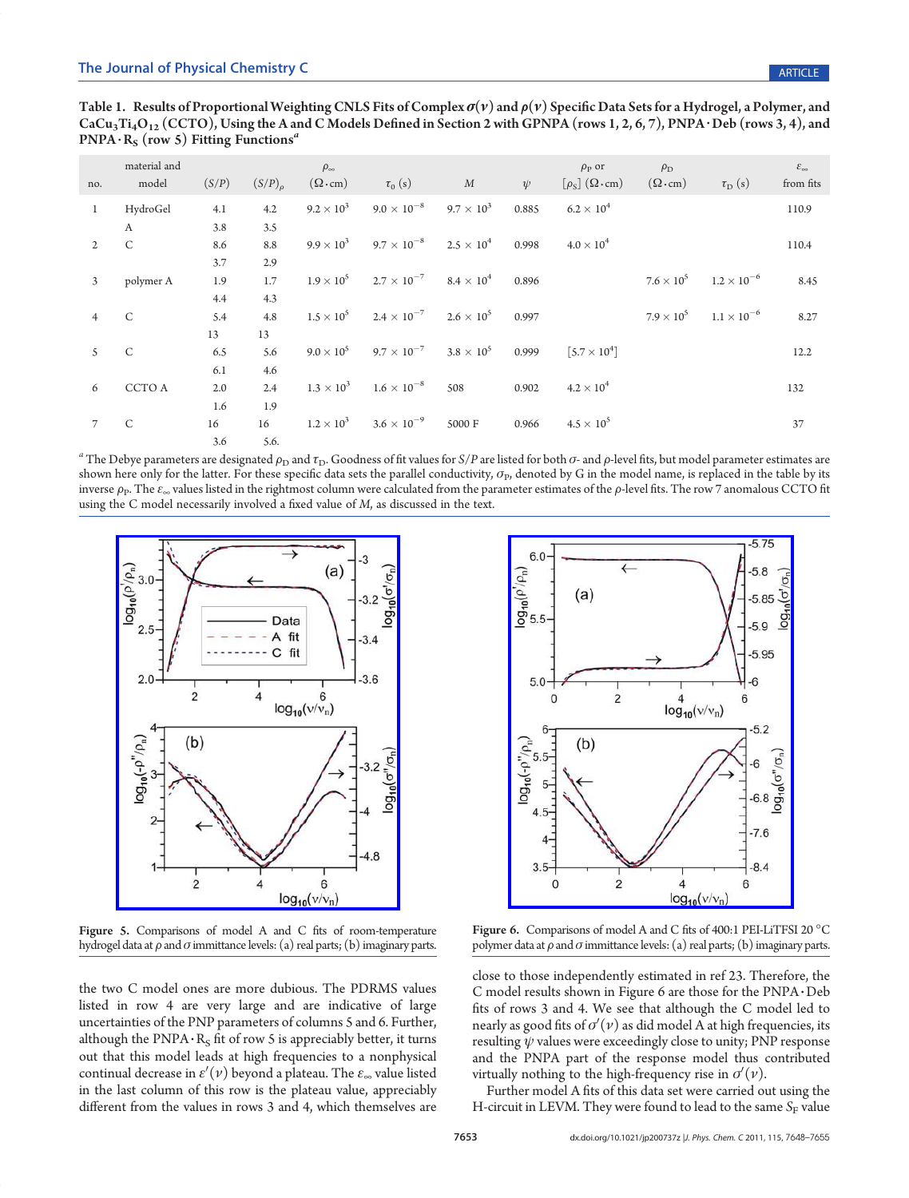**Table 1. Results of Proportional Weighting CNLS Fits of Complex $\sigma(\nu)$ and $\rho(\nu)$ Specific Data Sets for a Hydrogel, a Polymer, and $CaCu_3Ti_4O_{12}$ (CCTO), Using the A and C Models Defined in Section 2 with GPNPA (rows 1, 2, 6, 7), PNPA·Deb (rows 3, 4), and PNPA·$R_S$ (row 5) Fitting Functions[a]**

| no. | material and model | $(S/P)$ | $(S/P)_\rho$ | $\rho_\infty$ ($\Omega\cdot$cm) | $\tau_0$ (s) | $M$ | $\psi$ | $\rho_P$ or $[\rho_S]$ ($\Omega\cdot$cm) | $\rho_D$ ($\Omega\cdot$cm) | $\tau_D$ (s) | $\varepsilon_\infty$ from fits |
|---|---|---|---|---|---|---|---|---|---|---|---|
| 1 | HydroGel | 4.1 | 4.2 | $9.2 \times 10^3$ | $9.0 \times 10^{-8}$ | $9.7 \times 10^3$ | 0.885 | $6.2 \times 10^4$ | | | 110.9 |
| | A | 3.8 | 3.5 | | | | | | | | |
| 2 | C | 8.6 | 8.8 | $9.9 \times 10^3$ | $9.7 \times 10^{-8}$ | $2.5 \times 10^4$ | 0.998 | $4.0 \times 10^4$ | | | 110.4 |
| | | 3.7 | 2.9 | | | | | | | | |
| 3 | polymer A | 1.9 | 1.7 | $1.9 \times 10^5$ | $2.7 \times 10^{-7}$ | $8.4 \times 10^4$ | 0.896 | | $7.6 \times 10^5$ | $1.2 \times 10^{-6}$ | 8.45 |
| | | 4.4 | 4.3 | | | | | | | | |
| 4 | C | 5.4 | 4.8 | $1.5 \times 10^5$ | $2.4 \times 10^{-7}$ | $2.6 \times 10^5$ | 0.997 | | $7.9 \times 10^5$ | $1.1 \times 10^{-6}$ | 8.27 |
| | | 13 | 13 | | | | | | | | |
| 5 | C | 6.5 | 5.6 | $9.0 \times 10^5$ | $9.7 \times 10^{-7}$ | $3.8 \times 10^5$ | 0.999 | $[5.7 \times 10^4]$ | | | 12.2 |
| | | 6.1 | 4.6 | | | | | | | | |
| 6 | CCTO A | 2.0 | 2.4 | $1.3 \times 10^3$ | $1.6 \times 10^{-8}$ | 508 | 0.902 | $4.2 \times 10^4$ | | | 132 |
| | | 1.6 | 1.9 | | | | | | | | |
| 7 | C | 16 | 16 | $1.2 \times 10^3$ | $3.6 \times 10^{-9}$ | 5000 F | 0.966 | $4.5 \times 10^5$ | | | 37 |
| | | 3.6 | 5.6. | | | | | | | | |

[a] The Debye parameters are designated $\rho_D$ and $\tau_D$. Goodness of fit values for $S/P$ are listed for both $\sigma$- and $\rho$-level fits, but model parameter estimates are shown here only for the latter. For these specific data sets the parallel conductivity, $\sigma_P$, denoted by G in the model name, is replaced in the table by its inverse $\rho_P$. The $\varepsilon_\infty$ values listed in the rightmost column were calculated from the parameter estimates of the $\rho$-level fits. The row 7 anomalous CCTO fit using the C model necessarily involved a fixed value of $M$, as discussed in the text.

Figure 5. Comparisons of model A and C fits of room-temperature hydrogel data at $\rho$ and $\sigma$ immittance levels: (a) real parts; (b) imaginary parts.

Figure 6. Comparisons of model A and C fits of 400:1 PEI-LiTFSI 20 °C polymer data at $\rho$ and $\sigma$ immittance levels: (a) real parts; (b) imaginary parts.

the two C model ones are more dubious. The PDRMS values listed in row 4 are very large and are indicative of large uncertainties of the PNP parameters of columns 5 and 6. Further, although the PNPA·$R_S$ fit of row 5 is appreciably better, it turns out that this model leads at high frequencies to a nonphysical continual decrease in $\varepsilon'(\nu)$ beyond a plateau. The $\varepsilon_\infty$ value listed in the last column of this row is the plateau value, appreciably different from the values in rows 3 and 4, which themselves are close to those independently estimated in ref 23. Therefore, the C model results shown in Figure 6 are those for the PNPA·Deb fits of rows 3 and 4. We see that although the C model led to nearly as good fits of $\sigma'(\nu)$ as did model A at high frequencies, its resulting $\psi$ values were exceedingly close to unity; PNP response and the PNPA part of the response model thus contributed virtually nothing to the high-frequency rise in $\sigma'(\nu)$.

Further model A fits of this data set were carried out using the H-circuit in LEVM. They were found to lead to the same $S_F$ value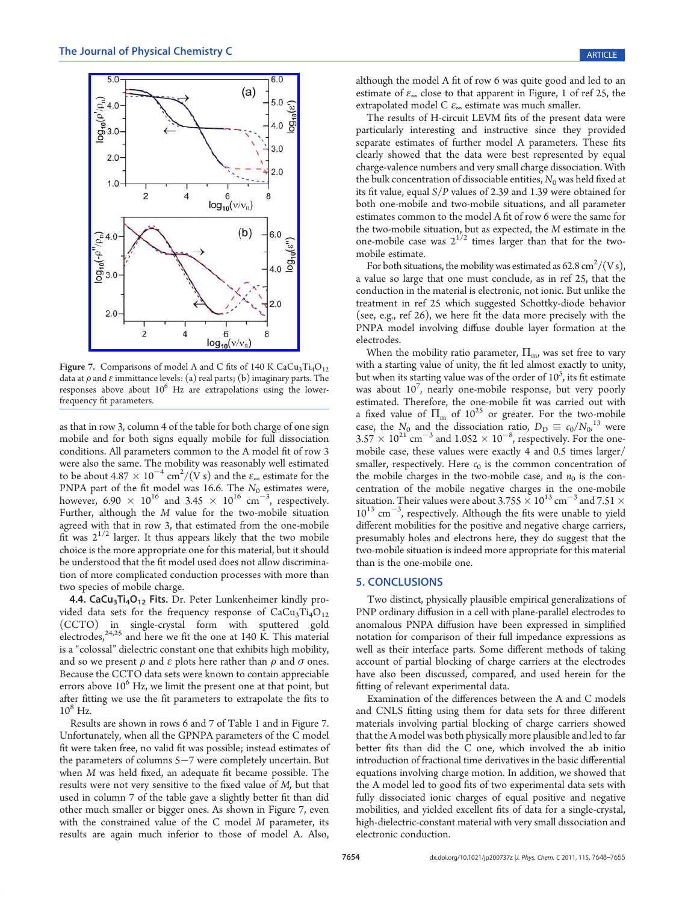Figure 7. Comparisons of model A and C fits of 140 K $CaCu_3Ti_4O_{12}$ data at $\rho$ and $\varepsilon$ immittance levels: (a) real parts; (b) imaginary parts. The responses above about $10^6$ Hz are extrapolations using the lower-frequency fit parameters.

as that in row 3, column 4 of the table for both charge of one sign mobile and for both signs equally mobile for full dissociation conditions. All parameters common to the A model fit of row 3 were also the same. The mobility was reasonably well estimated to be about $4.87 \times 10^{-4}$ cm$^2$/(V s) and the $\varepsilon_\infty$ estimate for the PNPA part of the fit model was 16.6. The $N_0$ estimates were, however, $6.90 \times 10^{16}$ and $3.45 \times 10^{16}$ cm$^{-3}$, respectively. Further, although the $M$ value for the two-mobile situation agreed with that in row 3, that estimated from the one-mobile fit was $2^{1/2}$ larger. It thus appears likely that the two mobile choice is the more appropriate one for this material, but it should be understood that the fit model used does not allow discrimination of more complicated conduction processes with more than two species of mobile charge.

**4.4. $CaCu_3Ti_4O_{12}$ Fits.** Dr. Peter Lunkenheimer kindly provided data sets for the frequency response of $CaCu_3Ti_4O_{12}$ (CCTO) in single-crystal form with sputtered gold electrodes,[24,25] and here we fit the one at 140 K. This material is a "colossal" dielectric constant one that exhibits high mobility, and so we present $\rho$ and $\varepsilon$ plots here rather than $\rho$ and $\sigma$ ones. Because the CCTO data sets were known to contain appreciable errors above $10^6$ Hz, we limit the present one at that point, but after fitting we use the fit parameters to extrapolate the fits to $10^8$ Hz.

Results are shown in rows 6 and 7 of Table 1 and in Figure 7. Unfortunately, when all the GPNPA parameters of the C model fit were taken free, no valid fit was possible; instead estimates of the parameters of columns 5−7 were completely uncertain. But when $M$ was held fixed, an adequate fit became possible. The results were not very sensitive to the fixed value of $M$, but that used in column 7 of the table gave a slightly better fit than did other much smaller or bigger ones. As shown in Figure 7, even with the constrained value of the C model $M$ parameter, its results are again much inferior to those of model A. Also, although the model A fit of row 6 was quite good and led to an estimate of $\varepsilon_\infty$ close to that apparent in Figure, 1 of ref 25, the extrapolated model C $\varepsilon_\infty$ estimate was much smaller.

The results of H-circuit LEVM fits of the present data were particularly interesting and instructive since they provided separate estimates of further model A parameters. These fits clearly showed that the data were best represented by equal charge-valence numbers and very small charge dissociation. With the bulk concentration of dissociable entities, $N_0$ was held fixed at its fit value, equal $S/P$ values of 2.39 and 1.39 were obtained for both one-mobile and two-mobile situations, and all parameter estimates common to the model A fit of row 6 were the same for the two-mobile situation, but as expected, the $M$ estimate in the one-mobile case was $2^{1/2}$ times larger than that for the two-mobile estimate.

For both situations, the mobility was estimated as 62.8 cm$^2$/(V s), a value so large that one must conclude, as in ref 25, that the conduction in the material is electronic, not ionic. But unlike the treatment in ref 25 which suggested Schottky-diode behavior (see, e.g., ref 26), we here fit the data more precisely with the PNPA model involving diffuse double layer formation at the electrodes.

When the mobility ratio parameter, $\Pi_m$, was set free to vary with a starting value of unity, the fit led almost exactly to unity, but when its starting value was of the order of $10^5$, its fit estimate was about $10^7$, nearly one-mobile response, but very poorly estimated. Therefore, the one-mobile fit was carried out with a fixed value of $\Pi_m$ of $10^{25}$ or greater. For the two-mobile case, the $N_0$ and the dissociation ratio, $D_D \equiv c_0/N_0$,[13] were $3.57 \times 10^{21}$ cm$^{-3}$ and $1.052 \times 10^{-8}$, respectively. For the one-mobile case, these values were exactly 4 and 0.5 times larger/smaller, respectively. Here $c_0$ is the common concentration of the mobile charges in the two-mobile case, and $n_0$ is the concentration of the mobile negative charges in the one-mobile situation. Their values were about $3.755 \times 10^{13}$ cm$^{-3}$ and $7.51 \times 10^{13}$ cm$^{-3}$, respectively. Although the fits were unable to yield different mobilities for the positive and negative charge carriers, presumably holes and electrons here, they do suggest that the two-mobile situation is indeed more appropriate for this material than is the one-mobile one.

## 5. CONCLUSIONS

Two distinct, physically plausible empirical generalizations of PNP ordinary diffusion in a cell with plane-parallel electrodes to anomalous PNPA diffusion have been expressed in simplified notation for comparison of their full impedance expressions as well as their interface parts. Some different methods of taking account of partial blocking of charge carriers at the electrodes have also been discussed, compared, and used herein for the fitting of relevant experimental data.

Examination of the differences between the A and C models and CNLS fitting using them for data sets for three different materials involving partial blocking of charge carriers showed that the A model was both physically more plausible and led to far better fits than did the C one, which involved the ab initio introduction of fractional time derivatives in the basic differential equations involving charge motion. In addition, we showed that the A model led to good fits of two experimental data sets with fully dissociated ionic charges of equal positive and negative mobilities, and yielded excellent fits of data for a single-crystal, high-dielectric-constant material with very small dissociation and electronic conduction.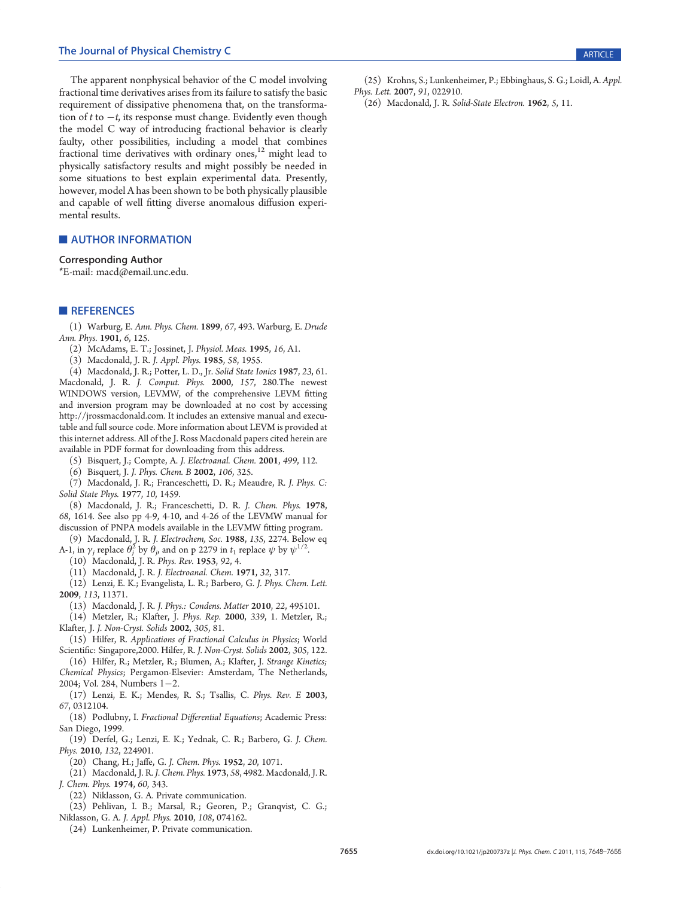The apparent nonphysical behavior of the C model involving fractional time derivatives arises from its failure to satisfy the basic requirement of dissipative phenomena that, on the transformation of $t$ to $-t$, its response must change. Evidently even though the model C way of introducing fractional behavior is clearly faulty, other possibilities, including a model that combines fractional time derivatives with ordinary ones,[12] might lead to physically satisfactory results and might possibly be needed in some situations to best explain experimental data. Presently, however, model A has been shown to be both physically plausible and capable of well fitting diverse anomalous diffusion experimental results.

## AUTHOR INFORMATION

### Corresponding Author

*E-mail: macd@email.unc.edu.

## REFERENCES

(1) Warburg, E. *Ann. Phys. Chem.* **1899**, *67*, 493. Warburg, E. *Drude Ann. Phys.* **1901**, *6*, 125.

(2) McAdams, E. T.; Jossinet, J. *Physiol. Meas.* **1995**, *16*, A1.

(3) Macdonald, J. R. *J. Appl. Phys.* **1985**, *58*, 1955.

(4) Macdonald, J. R.; Potter, L. D., Jr. *Solid State Ionics* **1987**, *23*, 61. Macdonald, J. R. *J. Comput. Phys.* **2000**, *157*, 280.The newest WINDOWS version, LEVMW, of the comprehensive LEVM fitting and inversion program may be downloaded at no cost by accessing http://jrossmacdonald.com. It includes an extensive manual and executable and full source code. More information about LEVM is provided at this internet address. All of the J. Ross Macdonald papers cited herein are available in PDF format for downloading from this address.

(5) Bisquert, J.; Compte, A. *J. Electroanal. Chem.* **2001**, *499*, 112.

(6) Bisquert, J. *J. Phys. Chem. B* **2002**, *106*, 325.

(7) Macdonald, J. R.; Franceschetti, D. R.; Meaudre, R. *J. Phys. C: Solid State Phys.* **1977**, *10*, 1459.

(8) Macdonald, J. R.; Franceschetti, D. R. *J. Chem. Phys.* **1978**, *68*, 1614. See also pp 4-9, 4-10, and 4-26 of the LEVMW manual for discussion of PNPA models available in the LEVMW fitting program.

(9) Macdonald, J. R. *J. Electrochem, Soc.* **1988**, *135*, 2274. Below eq A-1, in $\gamma_j$ replace $\theta_j^2$ by $\theta_j$, and on p 2279 in $t_1$ replace $\psi$ by $\psi^{1/2}$.

(10) Macdonald, J. R. *Phys. Rev.* **1953**, *92*, 4.

(11) Macdonald, J. R. *J. Electroanal. Chem.* **1971**, *32*, 317.

(12) Lenzi, E. K.; Evangelista, L. R.; Barbero, G. *J. Phys. Chem. Lett.* **2009**, *113*, 11371.

(13) Macdonald, J. R. *J. Phys.: Condens. Matter* **2010**, *22*, 495101.

(14) Metzler, R.; Klafter, J. *Phys. Rep.* **2000**, *339*, 1. Metzler, R.; Klafter, J. *J. Non-Cryst. Solids* **2002**, *305*, 81.

(15) Hilfer, R. *Applications of Fractional Calculus in Physics*; World Scientific: Singapore,2000. Hilfer, R. *J. Non-Cryst. Solids* **2002**, *305*, 122.

(16) Hilfer, R.; Metzler, R.; Blumen, A.; Klafter, J. *Strange Kinetics; Chemical Physics*; Pergamon-Elsevier: Amsterdam, The Netherlands, 2004; Vol. 284, Numbers 1−2.

(17) Lenzi, E. K.; Mendes, R. S.; Tsallis, C. *Phys. Rev. E* **2003**, *67*, 0312104.

(18) Podlubny, I. *Fractional Differential Equations*; Academic Press: San Diego, 1999.

(19) Derfel, G.; Lenzi, E. K.; Yednak, C. R.; Barbero, G. *J. Chem. Phys.* **2010**, *132*, 224901.

(20) Chang, H.; Jaffe, G. *J. Chem. Phys.* **1952**, *20*, 1071.

(21) Macdonald, J. R. *J. Chem. Phys.* **1973**, *58*, 4982. Macdonald, J. R. *J. Chem. Phys.* **1974**, *60*, 343.

(22) Niklasson, G. A. Private communication.

(23) Pehlivan, I. B.; Marsal, R.; Georen, P.; Granqvist, C. G.; Niklasson, G. A. *J. Appl. Phys.* **2010**, *108*, 074162.

(24) Lunkenheimer, P. Private communication.

(25) Krohns, S.; Lunkenheimer, P.; Ebbinghaus, S. G.; Loidl, A. *Appl. Phys. Lett.* **2007**, *91*, 022910.

(26) Macdonald, J. R. *Solid-State Electron.* **1962**, *5*, 11.